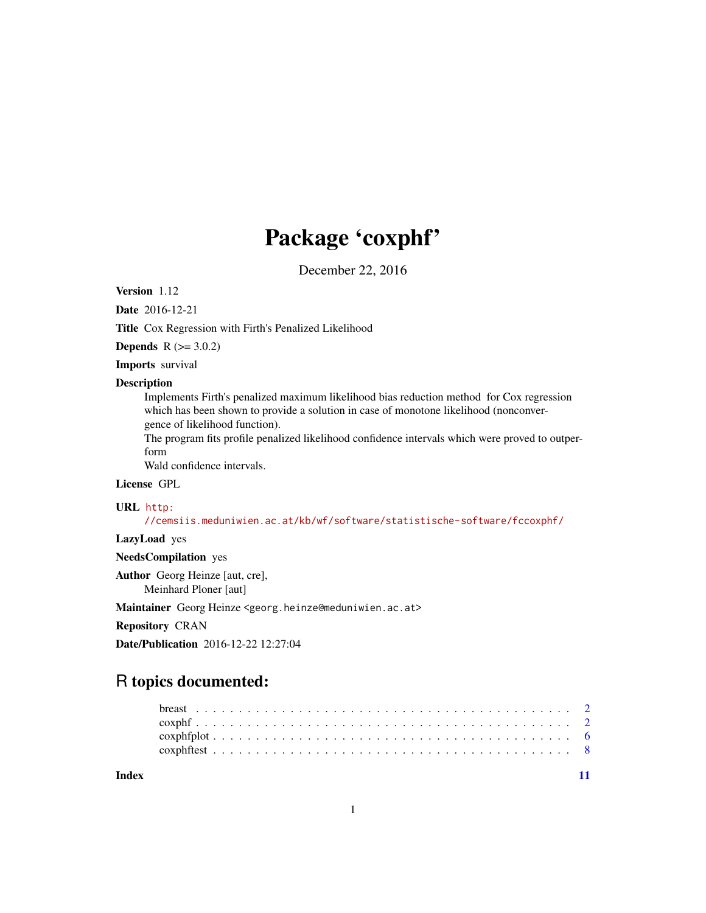# Package 'coxphf'

December 22, 2016

**Version** 1.12

**Date** 2016-12-21

**Title** Cox Regression with Firth's Penalized Likelihood

**Depends** R (>= 3.0.2)

**Imports** survival

**Description** Implements Firth's penalized maximum likelihood bias reduction method for Cox regression which has been shown to provide a solution in case of monotone likelihood (nonconvergence of likelihood function).
The program fits profile penalized likelihood confidence intervals which were proved to outperform
Wald confidence intervals.

**License** GPL

**URL** http://cemsiis.meduniwien.ac.at/kb/wf/software/statistische-software/fccoxphf/

**LazyLoad** yes

**NeedsCompilation** yes

**Author** Georg Heinze [aut, cre],
Meinhard Ploner [aut]

**Maintainer** Georg Heinze <georg.heinze@meduniwien.ac.at>

**Repository** CRAN

**Date/Publication** 2016-12-22 12:27:04

## R topics documented:

- breast . . . . . . . . . . . . . . . . . . . . . . . . . . . . . . . . . . . . . . . . . . 2
- coxphf . . . . . . . . . . . . . . . . . . . . . . . . . . . . . . . . . . . . . . . . . . 2
- coxphfplot . . . . . . . . . . . . . . . . . . . . . . . . . . . . . . . . . . . . . . . . 6
- coxphftest . . . . . . . . . . . . . . . . . . . . . . . . . . . . . . . . . . . . . . . . 8

**Index** 11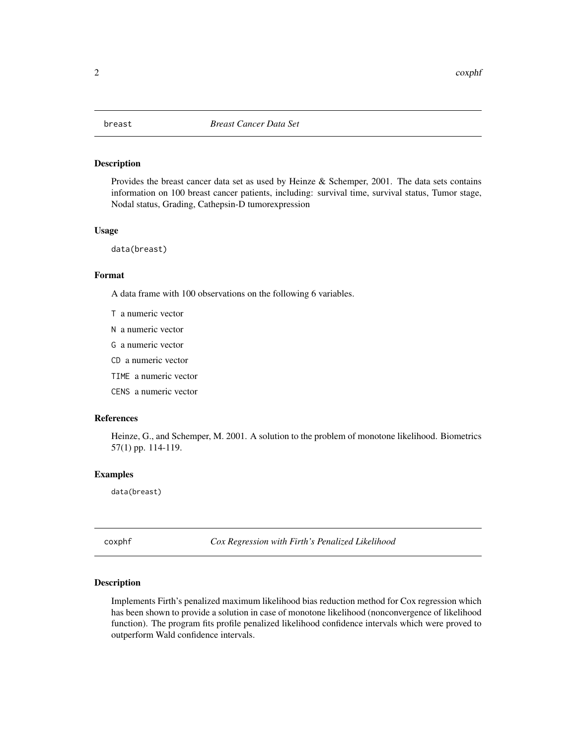## breast *Breast Cancer Data Set*

### Description

Provides the breast cancer data set as used by Heinze & Schemper, 2001. The data sets contains information on 100 breast cancer patients, including: survival time, survival status, Tumor stage, Nodal status, Grading, Cathepsin-D tumorexpression

### Usage

```
data(breast)
```

### Format

A data frame with 100 observations on the following 6 variables.

- `T` a numeric vector
- `N` a numeric vector
- `G` a numeric vector
- `CD` a numeric vector
- `TIME` a numeric vector
- `CENS` a numeric vector

### References

Heinze, G., and Schemper, M. 2001. A solution to the problem of monotone likelihood. Biometrics 57(1) pp. 114-119.

### Examples

```
data(breast)
```

## coxphf *Cox Regression with Firth's Penalized Likelihood*

### Description

Implements Firth's penalized maximum likelihood bias reduction method for Cox regression which has been shown to provide a solution in case of monotone likelihood (nonconvergence of likelihood function). The program fits profile penalized likelihood confidence intervals which were proved to outperform Wald confidence intervals.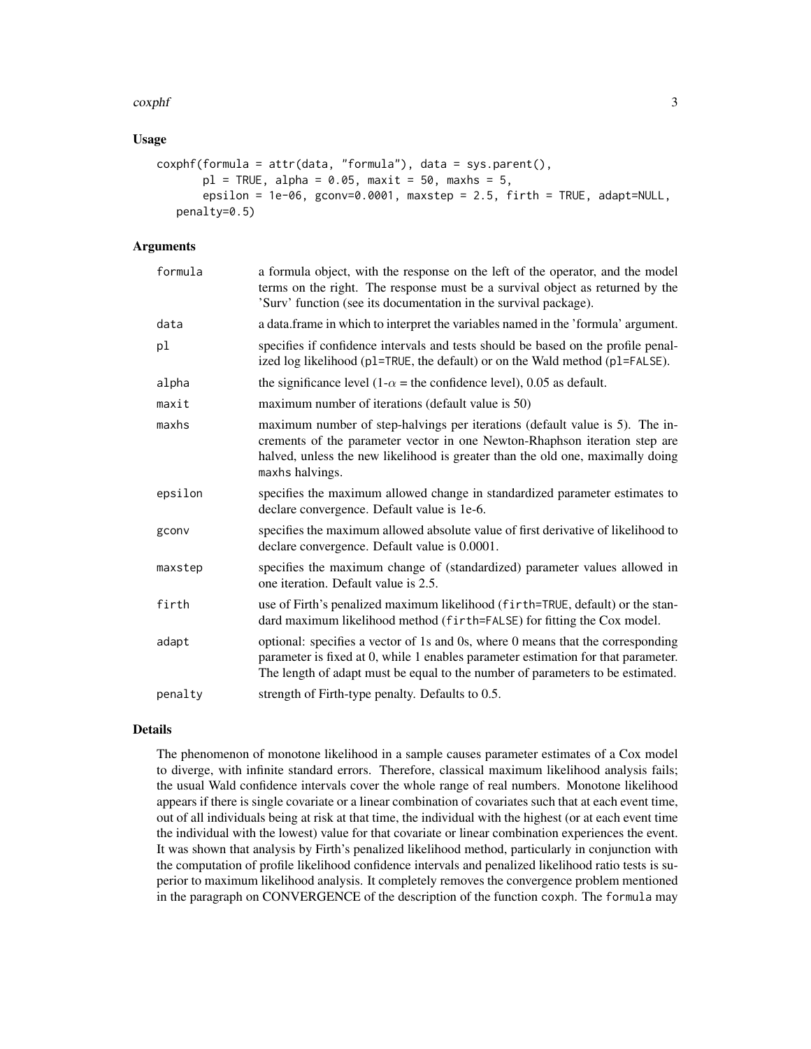### Usage

```
coxphf(formula = attr(data, "formula"), data = sys.parent(),
       pl = TRUE, alpha = 0.05, maxit = 50, maxhs = 5,
       epsilon = 1e-06, gconv=0.0001, maxstep = 2.5, firth = TRUE, adapt=NULL,
   penalty=0.5)
```

### Arguments

| | |
|---|---|
| `formula` | a formula object, with the response on the left of the operator, and the model terms on the right. The response must be a survival object as returned by the 'Surv' function (see its documentation in the survival package). |
| `data` | a data.frame in which to interpret the variables named in the 'formula' argument. |
| `pl` | specifies if confidence intervals and tests should be based on the profile penalized log likelihood (`pl=TRUE`, the default) or on the Wald method (`pl=FALSE`). |
| `alpha` | the significance level ($1-\alpha$ = the confidence level), 0.05 as default. |
| `maxit` | maximum number of iterations (default value is 50) |
| `maxhs` | maximum number of step-halvings per iterations (default value is 5). The increments of the parameter vector in one Newton-Rhaphson iteration step are halved, unless the new likelihood is greater than the old one, maximally doing `maxhs` halvings. |
| `epsilon` | specifies the maximum allowed change in standardized parameter estimates to declare convergence. Default value is 1e-6. |
| `gconv` | specifies the maximum allowed absolute value of first derivative of likelihood to declare convergence. Default value is 0.0001. |
| `maxstep` | specifies the maximum change of (standardized) parameter values allowed in one iteration. Default value is 2.5. |
| `firth` | use of Firth's penalized maximum likelihood (`firth=TRUE`, default) or the standard maximum likelihood method (`firth=FALSE`) for fitting the Cox model. |
| `adapt` | optional: specifies a vector of 1s and 0s, where 0 means that the corresponding parameter is fixed at 0, while 1 enables parameter estimation for that parameter. The length of adapt must be equal to the number of parameters to be estimated. |
| `penalty` | strength of Firth-type penalty. Defaults to 0.5. |

### Details

The phenomenon of monotone likelihood in a sample causes parameter estimates of a Cox model to diverge, with infinite standard errors. Therefore, classical maximum likelihood analysis fails; the usual Wald confidence intervals cover the whole range of real numbers. Monotone likelihood appears if there is single covariate or a linear combination of covariates such that at each event time, out of all individuals being at risk at that time, the individual with the highest (or at each event time the individual with the lowest) value for that covariate or linear combination experiences the event. It was shown that analysis by Firth's penalized likelihood method, particularly in conjunction with the computation of profile likelihood confidence intervals and penalized likelihood ratio tests is superior to maximum likelihood analysis. It completely removes the convergence problem mentioned in the paragraph on CONVERGENCE of the description of the function `coxph`. The `formula` may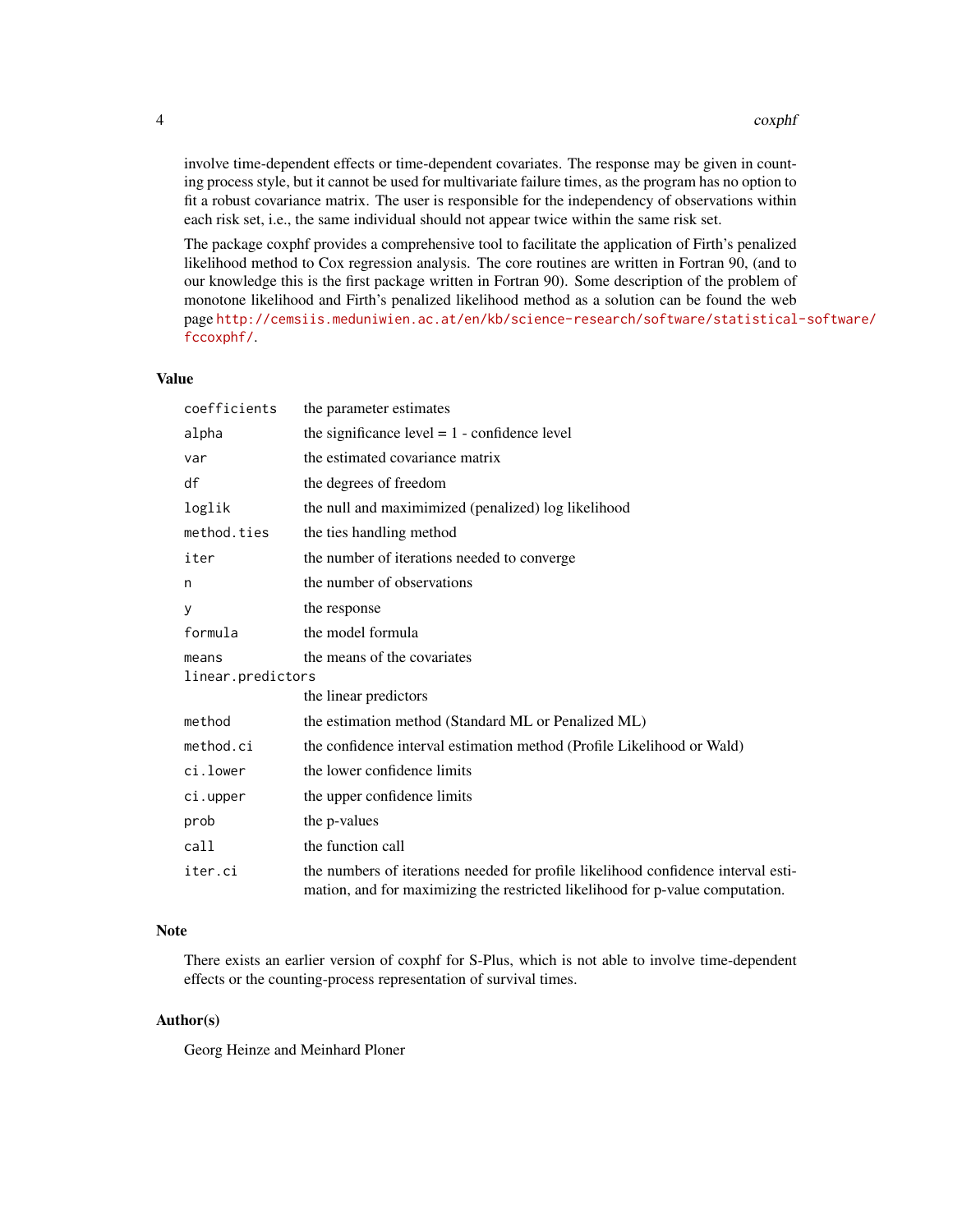involve time-dependent effects or time-dependent covariates. The response may be given in counting process style, but it cannot be used for multivariate failure times, as the program has no option to fit a robust covariance matrix. The user is responsible for the independency of observations within each risk set, i.e., the same individual should not appear twice within the same risk set.

The package coxphf provides a comprehensive tool to facilitate the application of Firth's penalized likelihood method to Cox regression analysis. The core routines are written in Fortran 90, (and to our knowledge this is the first package written in Fortran 90). Some description of the problem of monotone likelihood and Firth's penalized likelihood method as a solution can be found the web page http://cemsiis.meduniwien.ac.at/en/kb/science-research/software/statistical-software/fccoxphf/.

## Value

| | |
|---|---|
| `coefficients` | the parameter estimates |
| `alpha` | the significance level = 1 - confidence level |
| `var` | the estimated covariance matrix |
| `df` | the degrees of freedom |
| `loglik` | the null and maximimized (penalized) log likelihood |
| `method.ties` | the ties handling method |
| `iter` | the number of iterations needed to converge |
| `n` | the number of observations |
| `y` | the response |
| `formula` | the model formula |
| `means` | the means of the covariates |
| `linear.predictors` | the linear predictors |
| `method` | the estimation method (Standard ML or Penalized ML) |
| `method.ci` | the confidence interval estimation method (Profile Likelihood or Wald) |
| `ci.lower` | the lower confidence limits |
| `ci.upper` | the upper confidence limits |
| `prob` | the p-values |
| `call` | the function call |
| `iter.ci` | the numbers of iterations needed for profile likelihood confidence interval estimation, and for maximizing the restricted likelihood for p-value computation. |

## Note

There exists an earlier version of coxphf for S-Plus, which is not able to involve time-dependent effects or the counting-process representation of survival times.

## Author(s)

Georg Heinze and Meinhard Ploner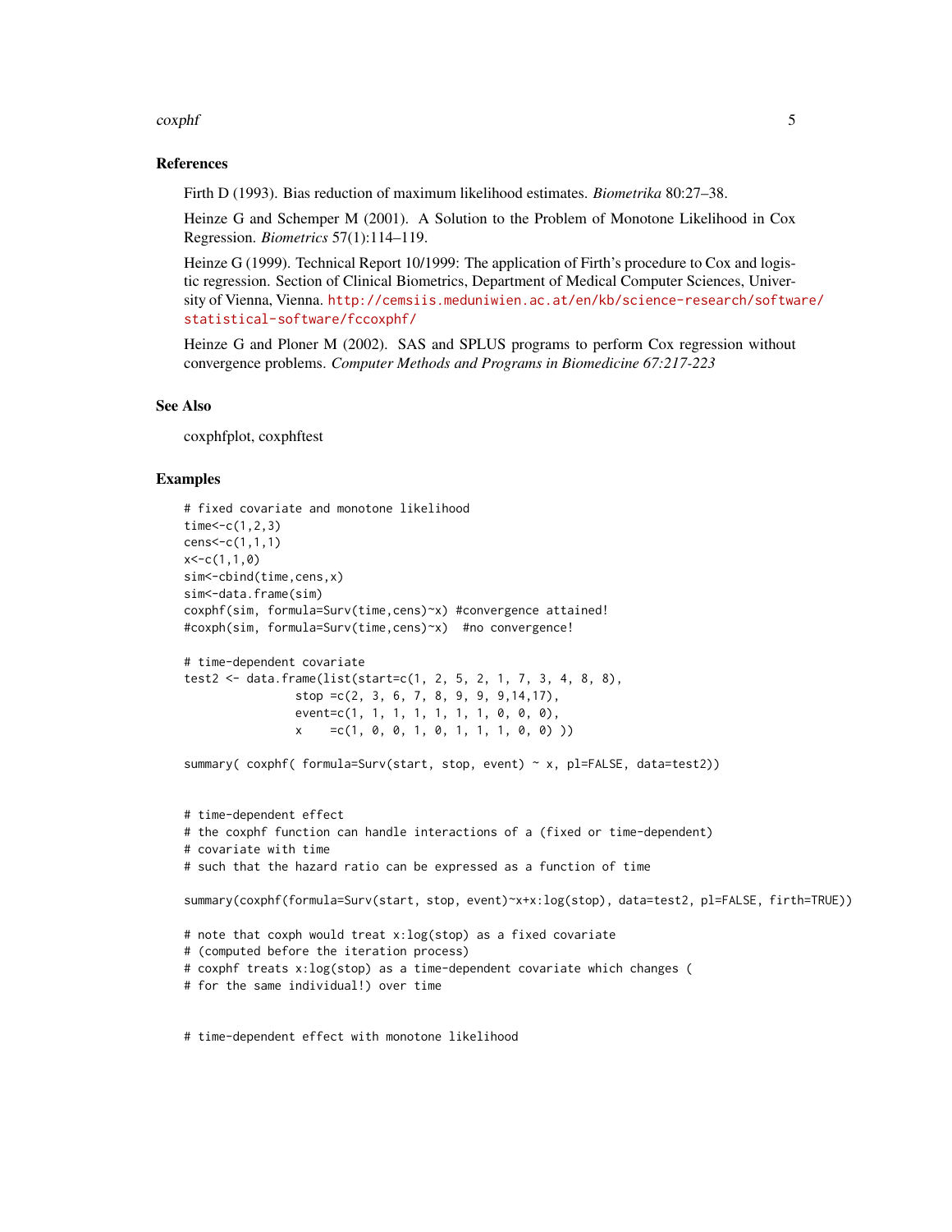### References

Firth D (1993). Bias reduction of maximum likelihood estimates. *Biometrika* 80:27–38.

Heinze G and Schemper M (2001). A Solution to the Problem of Monotone Likelihood in Cox Regression. *Biometrics* 57(1):114–119.

Heinze G (1999). Technical Report 10/1999: The application of Firth's procedure to Cox and logistic regression. Section of Clinical Biometrics, Department of Medical Computer Sciences, University of Vienna, Vienna. http://cemsiis.meduniwien.ac.at/en/kb/science-research/software/statistical-software/fccoxphf/

Heinze G and Ploner M (2002). SAS and SPLUS programs to perform Cox regression without convergence problems. *Computer Methods and Programs in Biomedicine 67:217-223*

### See Also

coxphfplot, coxphftest

### Examples

```
# fixed covariate and monotone likelihood
time<-c(1,2,3)
cens<-c(1,1,1)
x<-c(1,1,0)
sim<-cbind(time,cens,x)
sim<-data.frame(sim)
coxphf(sim, formula=Surv(time,cens)~x) #convergence attained!
#coxph(sim, formula=Surv(time,cens)~x)  #no convergence!

# time-dependent covariate
test2 <- data.frame(list(start=c(1, 2, 5, 2, 1, 7, 3, 4, 8, 8),
                stop =c(2, 3, 6, 7, 8, 9, 9, 9,14,17),
                event=c(1, 1, 1, 1, 1, 1, 1, 0, 0, 0),
                x    =c(1, 0, 0, 1, 0, 1, 1, 1, 0, 0) ))

summary( coxphf( formula=Surv(start, stop, event) ~ x, pl=FALSE, data=test2))


# time-dependent effect
# the coxphf function can handle interactions of a (fixed or time-dependent)
# covariate with time
# such that the hazard ratio can be expressed as a function of time

summary(coxphf(formula=Surv(start, stop, event)~x+x:log(stop), data=test2, pl=FALSE, firth=TRUE))

# note that coxph would treat x:log(stop) as a fixed covariate
# (computed before the iteration process)
# coxphf treats x:log(stop) as a time-dependent covariate which changes (
# for the same individual!) over time


# time-dependent effect with monotone likelihood
```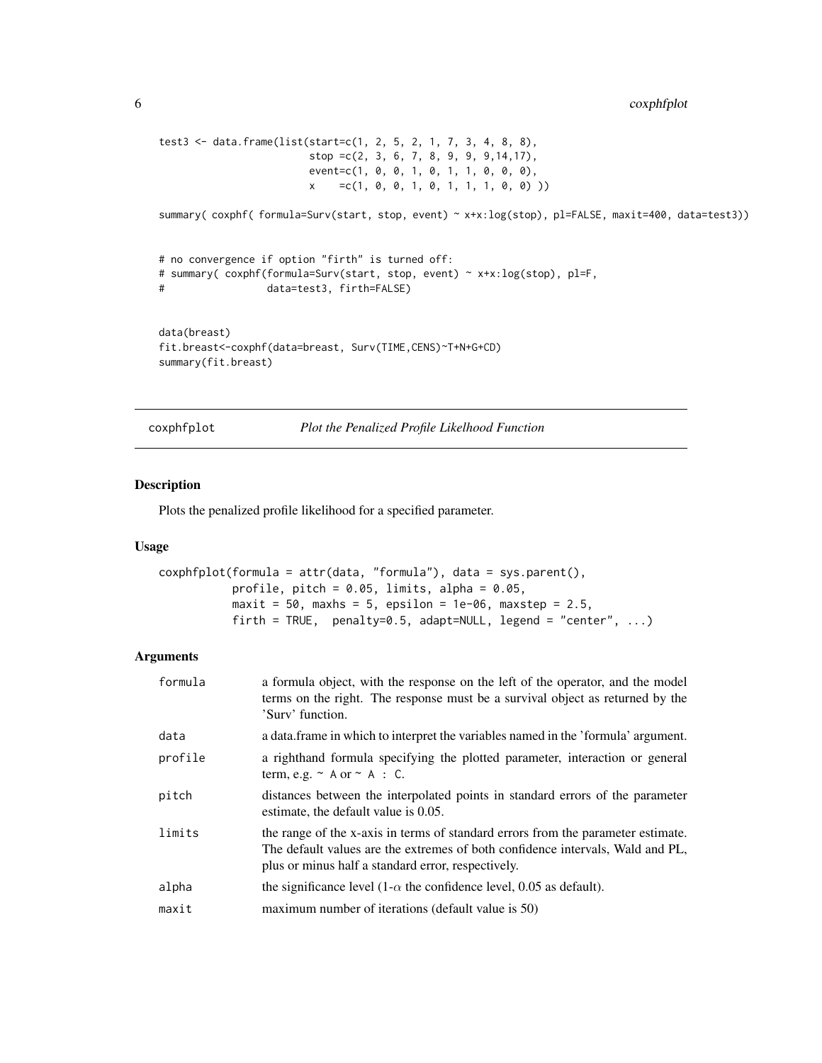```
test3 <- data.frame(list(start=c(1, 2, 5, 2, 1, 7, 3, 4, 8, 8),
                         stop =c(2, 3, 6, 7, 8, 9, 9, 9,14,17),
                         event=c(1, 0, 0, 1, 0, 1, 1, 0, 0, 0),
                         x    =c(1, 0, 0, 1, 0, 1, 1, 1, 0, 0) ))

summary( coxphf( formula=Surv(start, stop, event) ~ x+x:log(stop), pl=FALSE, maxit=400, data=test3))


# no convergence if option "firth" is turned off:
# summary( coxphf(formula=Surv(start, stop, event) ~ x+x:log(stop), pl=F,
#                 data=test3, firth=FALSE)


data(breast)
fit.breast<-coxphf(data=breast, Surv(TIME,CENS)~T+N+G+CD)
summary(fit.breast)
```

## coxphfplot — *Plot the Penalized Profile Likelihood Function*

### Description

Plots the penalized profile likelihood for a specified parameter.

### Usage

```
coxphfplot(formula = attr(data, "formula"), data = sys.parent(),
           profile, pitch = 0.05, limits, alpha = 0.05,
           maxit = 50, maxhs = 5, epsilon = 1e-06, maxstep = 2.5,
           firth = TRUE,  penalty=0.5, adapt=NULL, legend = "center", ...)
```

### Arguments

| | |
|---|---|
| `formula` | a formula object, with the response on the left of the operator, and the model terms on the right. The response must be a survival object as returned by the 'Surv' function. |
| `data` | a data.frame in which to interpret the variables named in the 'formula' argument. |
| `profile` | a righthand formula specifying the plotted parameter, interaction or general term, e.g. `~ A` or `~ A : C`. |
| `pitch` | distances between the interpolated points in standard errors of the parameter estimate, the default value is 0.05. |
| `limits` | the range of the x-axis in terms of standard errors from the parameter estimate. The default values are the extremes of both confidence intervals, Wald and PL, plus or minus half a standard error, respectively. |
| `alpha` | the significance level (1-$\alpha$ the confidence level, 0.05 as default). |
| `maxit` | maximum number of iterations (default value is 50) |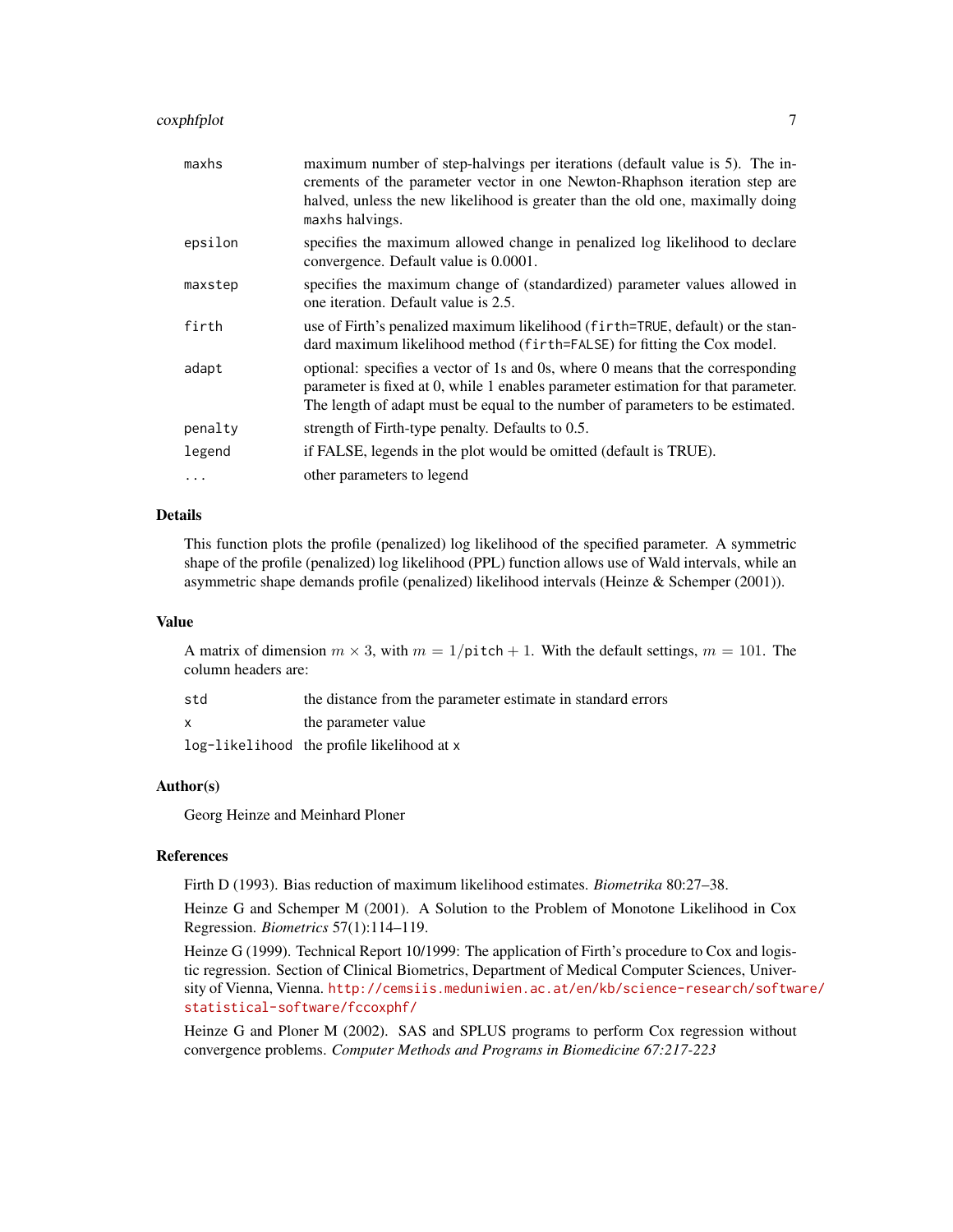| | |
|---|---|
| `maxhs` | maximum number of step-halvings per iterations (default value is 5). The increments of the parameter vector in one Newton-Rhaphson iteration step are halved, unless the new likelihood is greater than the old one, maximally doing `maxhs` halvings. |
| `epsilon` | specifies the maximum allowed change in penalized log likelihood to declare convergence. Default value is 0.0001. |
| `maxstep` | specifies the maximum change of (standardized) parameter values allowed in one iteration. Default value is 2.5. |
| `firth` | use of Firth's penalized maximum likelihood (`firth=TRUE`, default) or the standard maximum likelihood method (`firth=FALSE`) for fitting the Cox model. |
| `adapt` | optional: specifies a vector of 1s and 0s, where 0 means that the corresponding parameter is fixed at 0, while 1 enables parameter estimation for that parameter. The length of adapt must be equal to the number of parameters to be estimated. |
| `penalty` | strength of Firth-type penalty. Defaults to 0.5. |
| `legend` | if FALSE, legends in the plot would be omitted (default is TRUE). |
| `...` | other parameters to legend |

## Details

This function plots the profile (penalized) log likelihood of the specified parameter. A symmetric shape of the profile (penalized) log likelihood (PPL) function allows use of Wald intervals, while an asymmetric shape demands profile (penalized) likelihood intervals (Heinze & Schemper (2001)).

## Value

A matrix of dimension $m \times 3$, with $m = 1/\texttt{pitch} + 1$. With the default settings, $m = 101$. The column headers are:

| | |
|---|---|
| `std` | the distance from the parameter estimate in standard errors |
| `x` | the parameter value |
| `log-likelihood` | the profile likelihood at `x` |

## Author(s)

Georg Heinze and Meinhard Ploner

## References

Firth D (1993). Bias reduction of maximum likelihood estimates. *Biometrika* 80:27–38.

Heinze G and Schemper M (2001). A Solution to the Problem of Monotone Likelihood in Cox Regression. *Biometrics* 57(1):114–119.

Heinze G (1999). Technical Report 10/1999: The application of Firth's procedure to Cox and logistic regression. Section of Clinical Biometrics, Department of Medical Computer Sciences, University of Vienna, Vienna. http://cemsiis.meduniwien.ac.at/en/kb/science-research/software/statistical-software/fccoxphf/

Heinze G and Ploner M (2002). SAS and SPLUS programs to perform Cox regression without convergence problems. *Computer Methods and Programs in Biomedicine 67:217-223*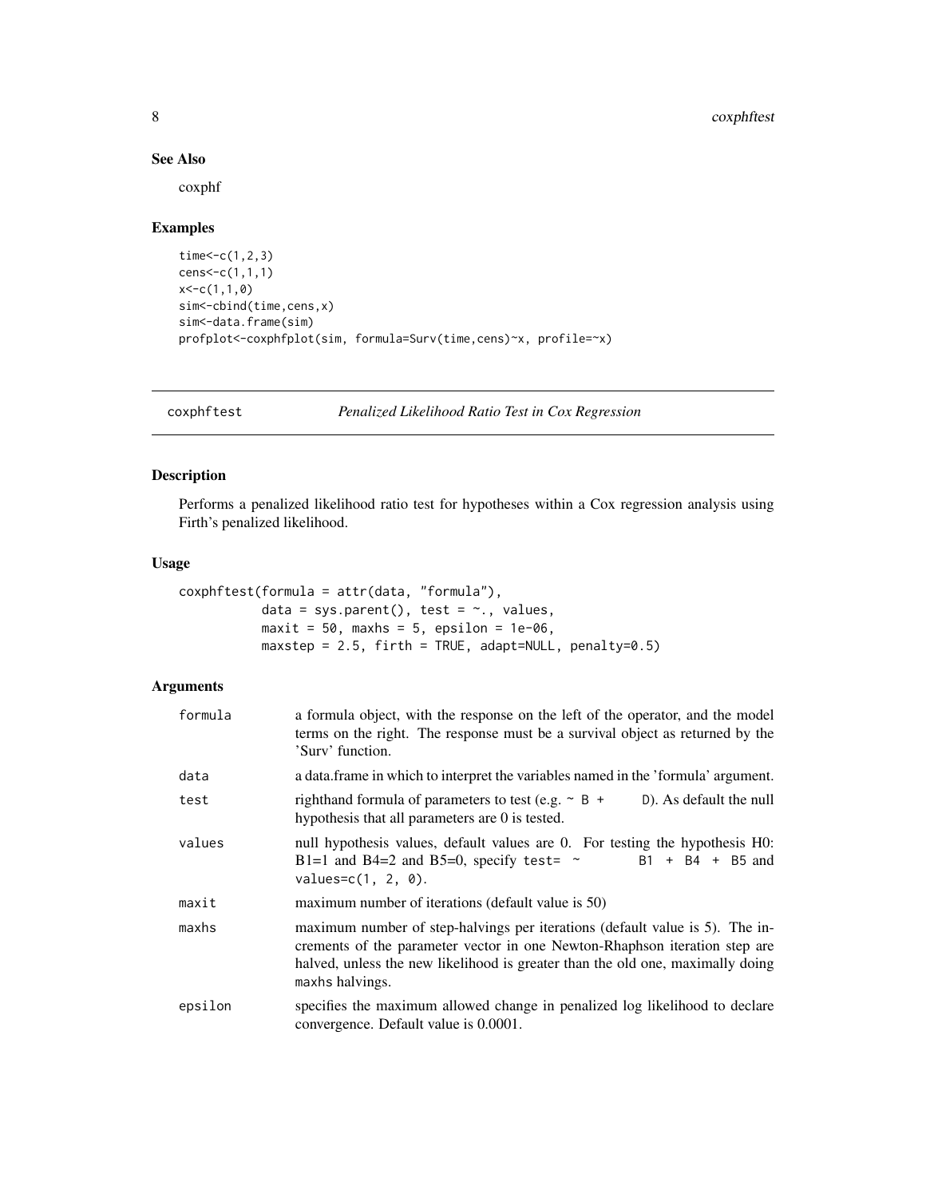### See Also

coxphf

### Examples

```
time<-c(1,2,3)
cens<-c(1,1,1)
x<-c(1,1,0)
sim<-cbind(time,cens,x)
sim<-data.frame(sim)
profplot<-coxphfplot(sim, formula=Surv(time,cens)~x, profile=~x)
```

---

## coxphftest *Penalized Likelihood Ratio Test in Cox Regression*

---

### Description

Performs a penalized likelihood ratio test for hypotheses within a Cox regression analysis using Firth's penalized likelihood.

### Usage

```
coxphftest(formula = attr(data, "formula"),
           data = sys.parent(), test = ~., values,
           maxit = 50, maxhs = 5, epsilon = 1e-06,
           maxstep = 2.5, firth = TRUE, adapt=NULL, penalty=0.5)
```

### Arguments

| | |
|---|---|
| formula | a formula object, with the response on the left of the operator, and the model terms on the right. The response must be a survival object as returned by the 'Surv' function. |
| data | a data.frame in which to interpret the variables named in the 'formula' argument. |
| test | righthand formula of parameters to test (e.g. `~ B + D`). As default the null hypothesis that all parameters are 0 is tested. |
| values | null hypothesis values, default values are 0. For testing the hypothesis H0: B1=1 and B4=2 and B5=0, specify test= `~ B1 + B4 + B5` and `values=c(1, 2, 0)`. |
| maxit | maximum number of iterations (default value is 50) |
| maxhs | maximum number of step-halvings per iterations (default value is 5). The increments of the parameter vector in one Newton-Rhaphson iteration step are halved, unless the new likelihood is greater than the old one, maximally doing `maxhs` halvings. |
| epsilon | specifies the maximum allowed change in penalized log likelihood to declare convergence. Default value is 0.0001. |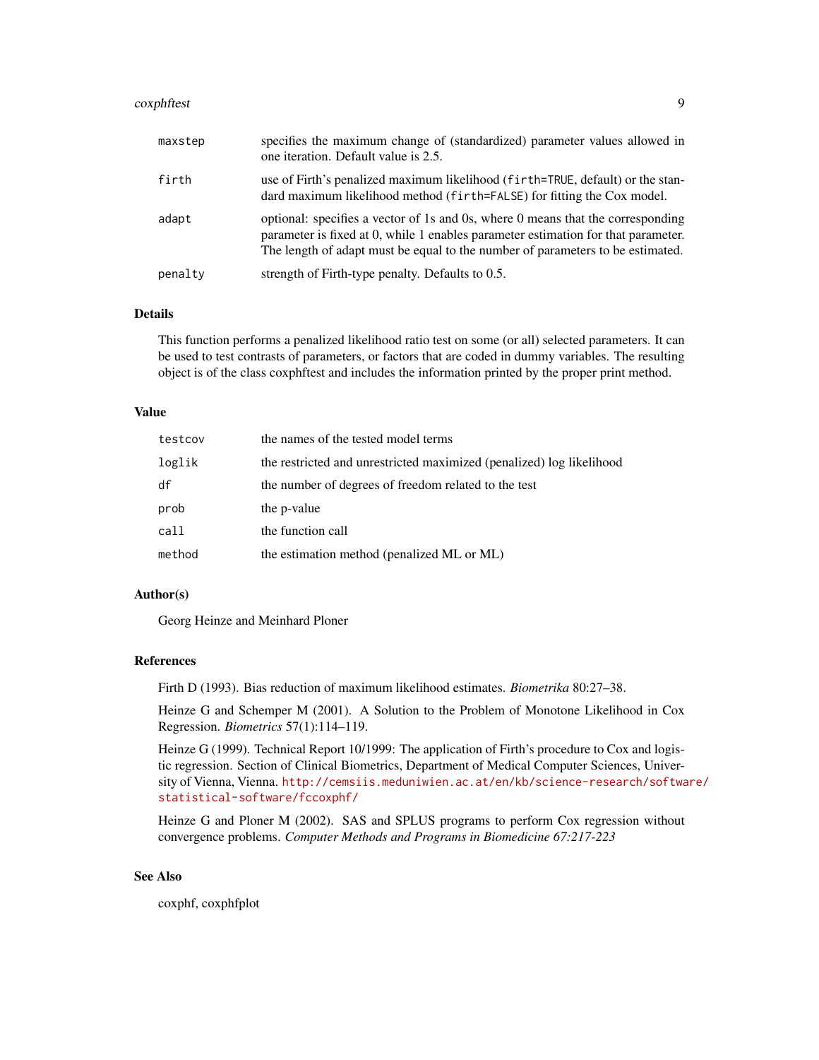| | |
|---|---|
| maxstep | specifies the maximum change of (standardized) parameter values allowed in one iteration. Default value is 2.5. |
| firth | use of Firth's penalized maximum likelihood (`firth=TRUE`, default) or the standard maximum likelihood method (`firth=FALSE`) for fitting the Cox model. |
| adapt | optional: specifies a vector of 1s and 0s, where 0 means that the corresponding parameter is fixed at 0, while 1 enables parameter estimation for that parameter. The length of adapt must be equal to the number of parameters to be estimated. |
| penalty | strength of Firth-type penalty. Defaults to 0.5. |

## Details

This function performs a penalized likelihood ratio test on some (or all) selected parameters. It can be used to test contrasts of parameters, or factors that are coded in dummy variables. The resulting object is of the class coxphftest and includes the information printed by the proper print method.

## Value

| | |
|---|---|
| testcov | the names of the tested model terms |
| loglik | the restricted and unrestricted maximized (penalized) log likelihood |
| df | the number of degrees of freedom related to the test |
| prob | the p-value |
| call | the function call |
| method | the estimation method (penalized ML or ML) |

## Author(s)

Georg Heinze and Meinhard Ploner

## References

Firth D (1993). Bias reduction of maximum likelihood estimates. *Biometrika* 80:27–38.

Heinze G and Schemper M (2001). A Solution to the Problem of Monotone Likelihood in Cox Regression. *Biometrics* 57(1):114–119.

Heinze G (1999). Technical Report 10/1999: The application of Firth's procedure to Cox and logistic regression. Section of Clinical Biometrics, Department of Medical Computer Sciences, University of Vienna, Vienna. http://cemsiis.meduniwien.ac.at/en/kb/science-research/software/statistical-software/fccoxphf/

Heinze G and Ploner M (2002). SAS and SPLUS programs to perform Cox regression without convergence problems. *Computer Methods and Programs in Biomedicine 67:217-223*

## See Also

coxphf, coxphfplot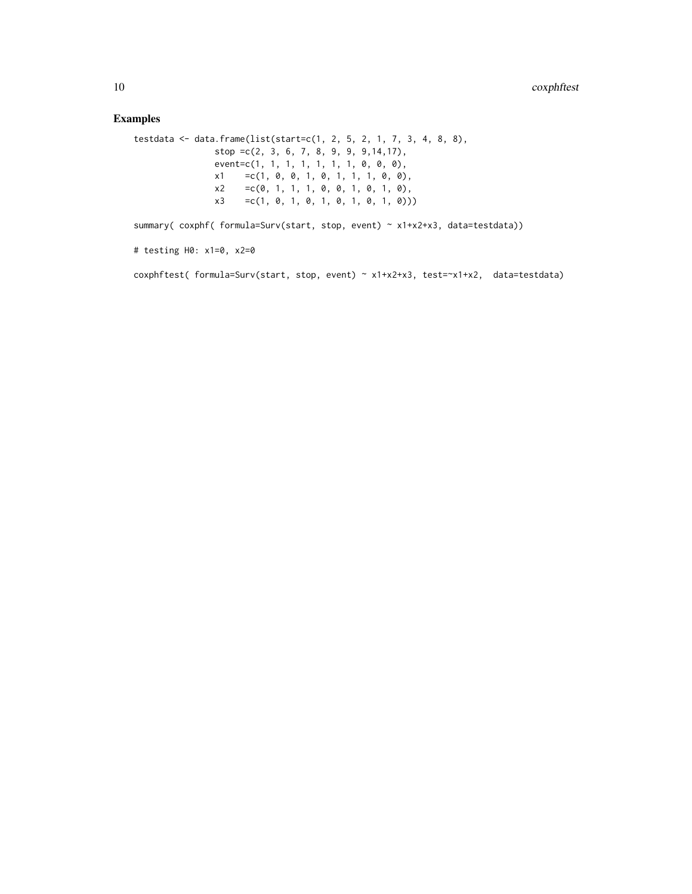## Examples

```
testdata <- data.frame(list(start=c(1, 2, 5, 2, 1, 7, 3, 4, 8, 8),
                stop =c(2, 3, 6, 7, 8, 9, 9, 9,14,17),
                event=c(1, 1, 1, 1, 1, 1, 1, 0, 0, 0),
                x1    =c(1, 0, 0, 1, 0, 1, 1, 1, 0, 0),
                x2    =c(0, 1, 1, 1, 0, 0, 1, 0, 1, 0),
                x3    =c(1, 0, 1, 0, 1, 0, 1, 0, 1, 0)))

summary( coxphf( formula=Surv(start, stop, event) ~ x1+x2+x3, data=testdata))

# testing H0: x1=0, x2=0

coxphftest( formula=Surv(start, stop, event) ~ x1+x2+x3, test=~x1+x2,  data=testdata)
```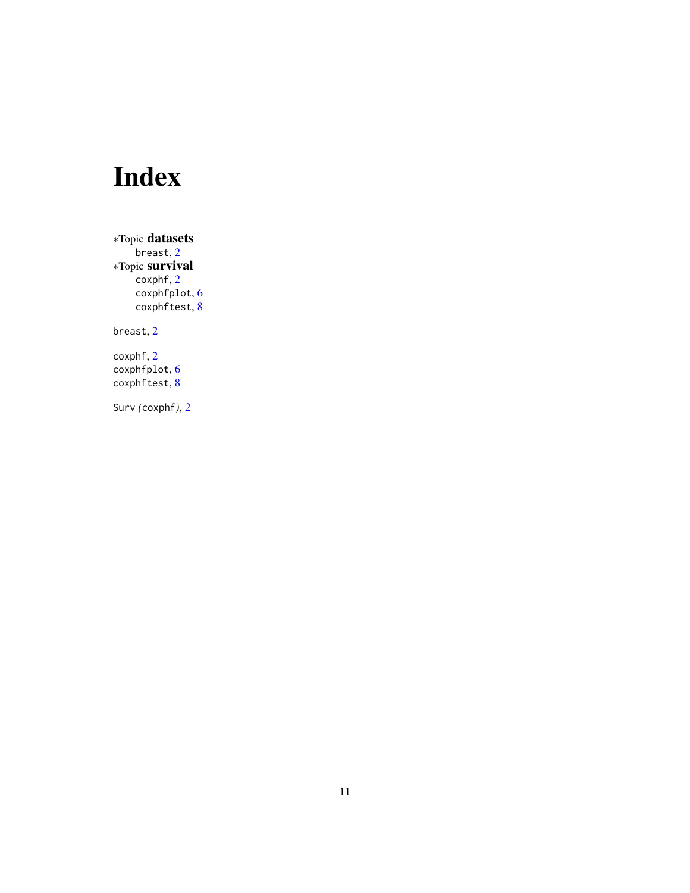# Index

∗Topic **datasets**
- breast, 2

∗Topic **survival**
- coxphf, 2
- coxphfplot, 6
- coxphftest, 8

breast, 2

coxphf, 2
coxphfplot, 6
coxphftest, 8

Surv *(*coxphf*)*, 2